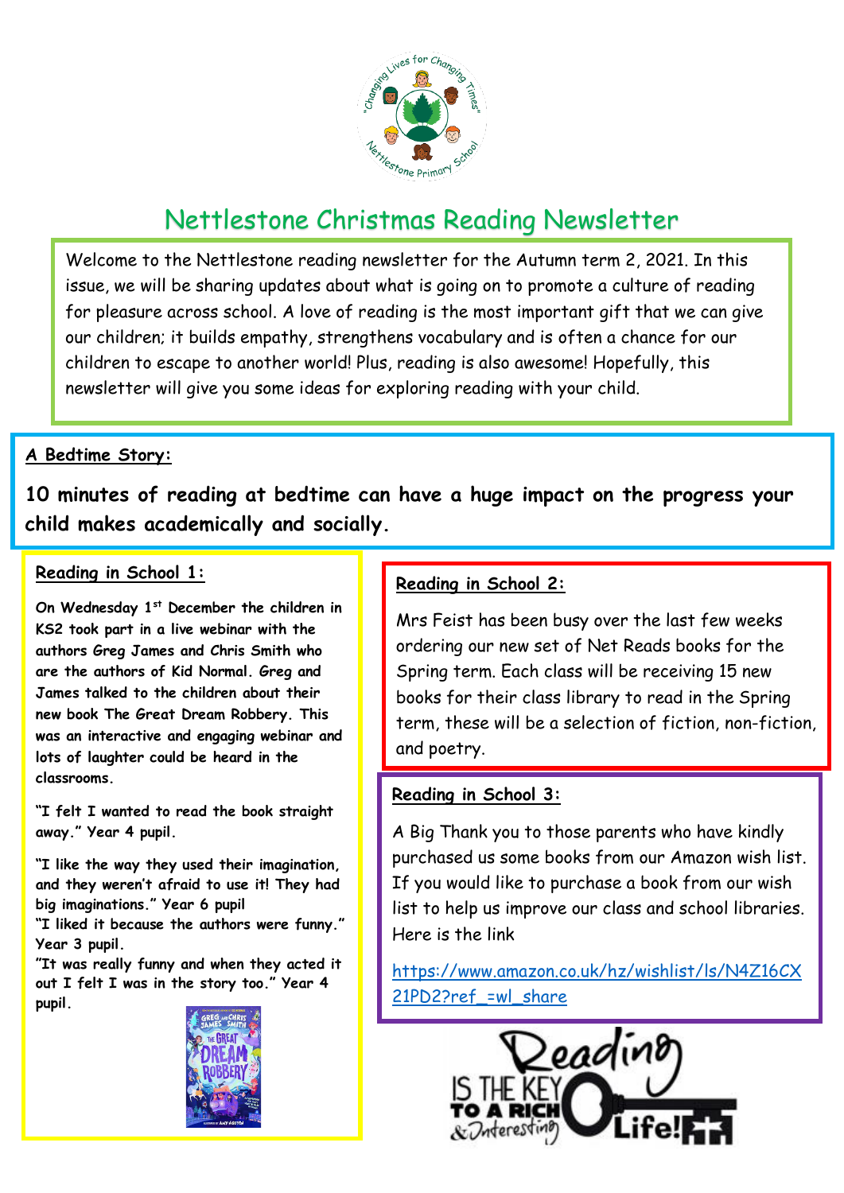# Nettlestone Christmas Reading Newsletter

Welcome to the Nettlestone reading newsletter for the Autumn term 2, 2021. In this issue, we will be sharing updates about what is going on to promote a culture of reading for pleasure across school. A love of reading is the most important gift that we can give our children; it builds empathy, strengthens vocabulary and is often a chance for our children to escape to another world! Plus, reading is also awesome! Hopefully, this newsletter will give you some ideas for exploring reading with your child.

## A Bedtime Story:

**10 minutes of reading at bedtime can have a huge impact on the progress your child makes academically and socially.**

## Reading in School 1:

**On Wednesday 1st December the children in KS2 took part in a live webinar with the authors Greg James and Chris Smith who are the authors of Kid Normal. Greg and James talked to the children about their new book The Great Dream Robbery. This was an interactive and engaging webinar and lots of laughter could be heard in the classrooms.**

**"I felt I wanted to read the book straight away." Year 4 pupil.**

**"I like the way they used their imagination, and they weren't afraid to use it! They had big imaginations." Year 6 pupil**

**"I liked it because the authors were funny." Year 3 pupil.**

**"It was really funny and when they acted it out I felt I was in the story too." Year 4 pupil.**

## Reading in School 2:

Mrs Feist has been busy over the last few weeks ordering our new set of Net Reads books for the Spring term. Each class will be receiving 15 new books for their class library to read in the Spring term, these will be a selection of fiction, non-fiction, and poetry.

## Reading in School 3:

A Big Thank you to those parents who have kindly purchased us some books from our Amazon wish list. If you would like to purchase a book from our wish list to help us improve our class and school libraries. Here is the link

https://www.amazon.co.uk/hz/wishlist/ls/N4Z16CX21PD2?ref_=wl_share

Reading IS THE KEY TO A RICH & Interesting Life!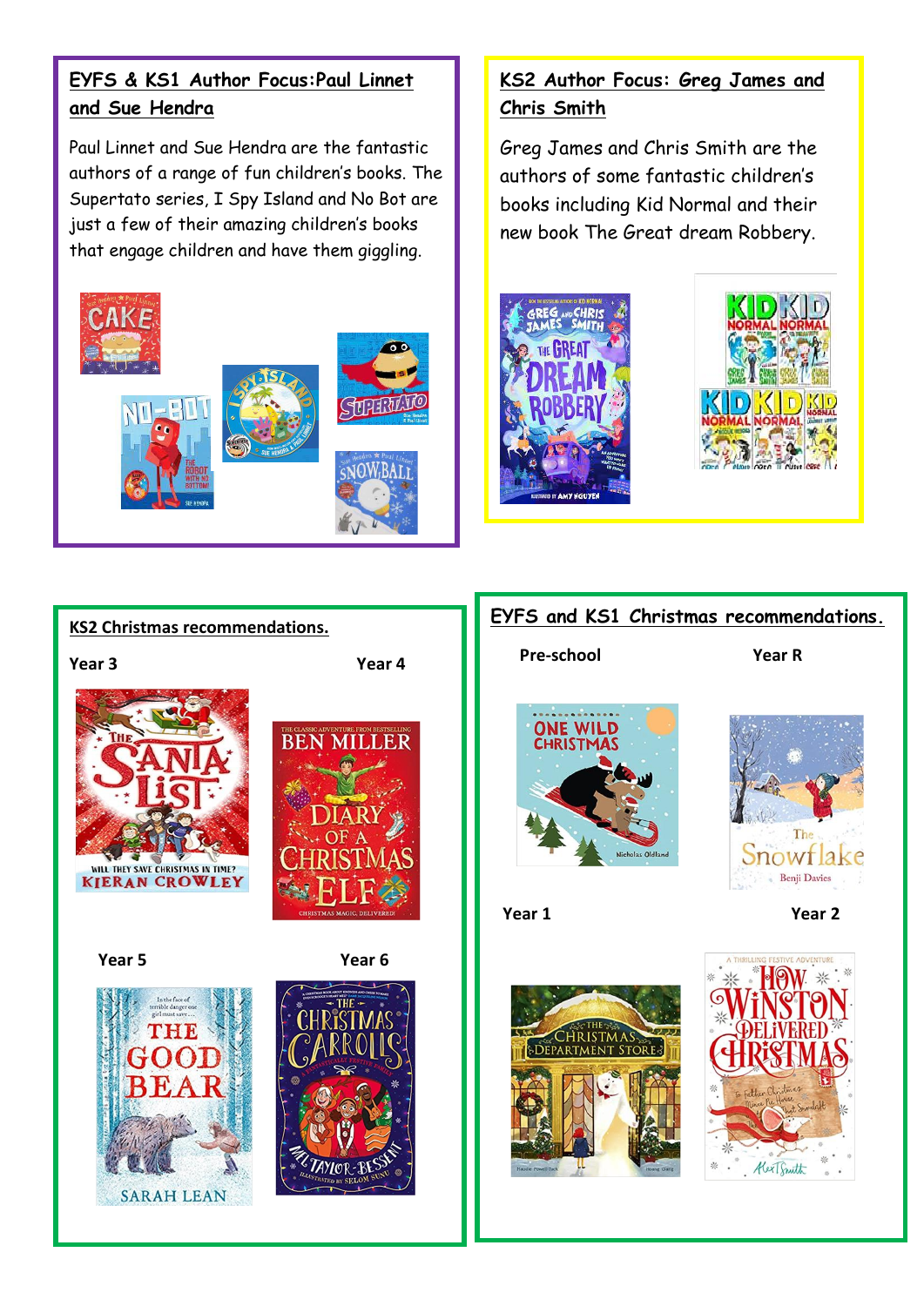## EYFS & KS1 Author Focus: Paul Linnet and Sue Hendra

Paul Linnet and Sue Hendra are the fantastic authors of a range of fun children's books. The Supertato series, I Spy Island and No Bot are just a few of their amazing children's books that engage children and have them giggling.

## KS2 Author Focus: Greg James and Chris Smith

Greg James and Chris Smith are the authors of some fantastic children's books including Kid Normal and their new book The Great dream Robbery.

## KS2 Christmas recommendations.

**Year 3**

**Year 4**

**Year 5**

**Year 6**

## EYFS and KS1 Christmas recommendations.

**Pre-school**

**Year R**

**Year 1**

**Year 2**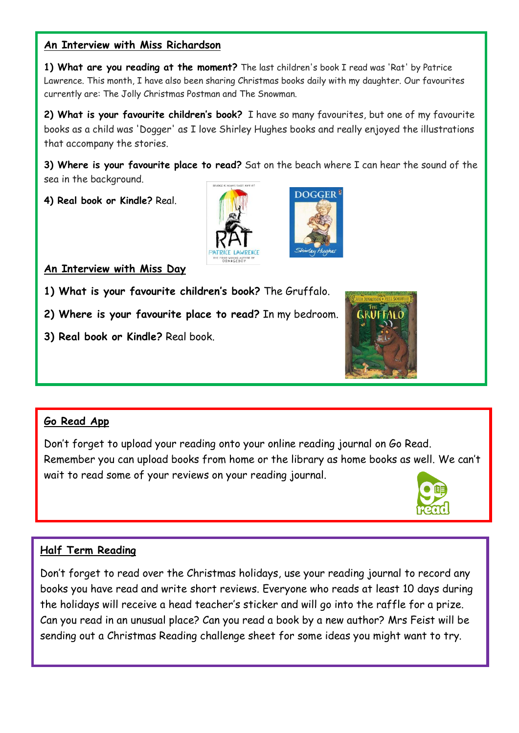## An Interview with Miss Richardson

**1) What are you reading at the moment?** The last children's book I read was 'Rat' by Patrice Lawrence. This month, I have also been sharing Christmas books daily with my daughter. Our favourites currently are: The Jolly Christmas Postman and The Snowman.

**2) What is your favourite children's book?** I have so many favourites, but one of my favourite books as a child was 'Dogger' as I love Shirley Hughes books and really enjoyed the illustrations that accompany the stories.

**3) Where is your favourite place to read?** Sat on the beach where I can hear the sound of the sea in the background.

**4) Real book or Kindle?** Real.

## An Interview with Miss Day

**1) What is your favourite children's book?** The Gruffalo.

**2) Where is your favourite place to read?** In my bedroom.

**3) Real book or Kindle?** Real book.

## Go Read App

Don't forget to upload your reading onto your online reading journal on Go Read. Remember you can upload books from home or the library as home books as well. We can't wait to read some of your reviews on your reading journal.

## Half Term Reading

Don't forget to read over the Christmas holidays, use your reading journal to record any books you have read and write short reviews. Everyone who reads at least 10 days during the holidays will receive a head teacher's sticker and will go into the raffle for a prize. Can you read in an unusual place? Can you read a book by a new author? Mrs Feist will be sending out a Christmas Reading challenge sheet for some ideas you might want to try.